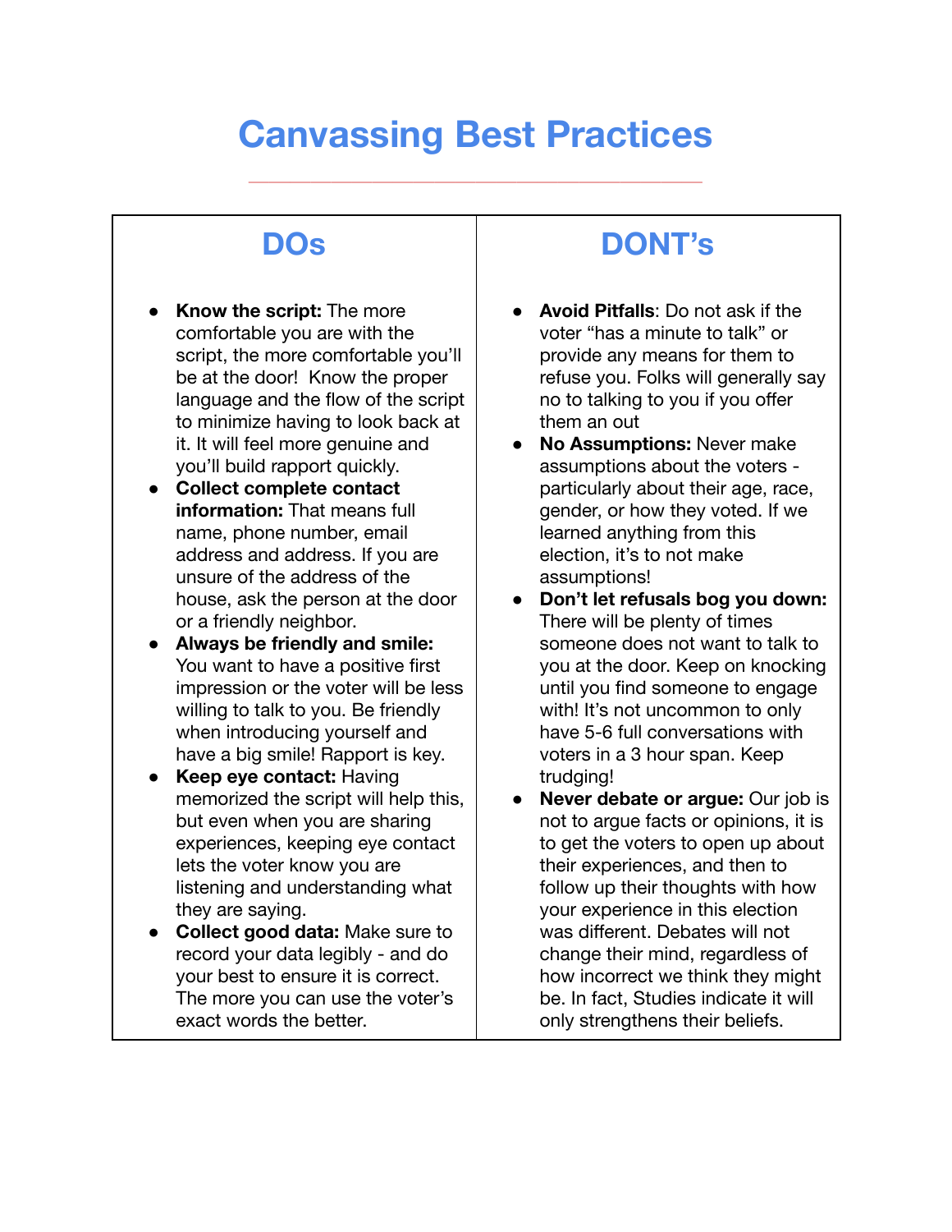# Canvassing Best Practices

## DOs

- **Know the script:** The more comfortable you are with the script, the more comfortable you'll be at the door! Know the proper language and the flow of the script to minimize having to look back at it. It will feel more genuine and you'll build rapport quickly.
- **Collect complete contact information:** That means full name, phone number, email address and address. If you are unsure of the address of the house, ask the person at the door or a friendly neighbor.
- **Always be friendly and smile:** You want to have a positive first impression or the voter will be less willing to talk to you. Be friendly when introducing yourself and have a big smile! Rapport is key.
- **Keep eye contact:** Having memorized the script will help this, but even when you are sharing experiences, keeping eye contact lets the voter know you are listening and understanding what they are saying.
- **Collect good data:** Make sure to record your data legibly - and do your best to ensure it is correct. The more you can use the voter's exact words the better.

## DONT's

- **Avoid Pitfalls**: Do not ask if the voter "has a minute to talk" or provide any means for them to refuse you. Folks will generally say no to talking to you if you offer them an out
- **No Assumptions:** Never make assumptions about the voters - particularly about their age, race, gender, or how they voted. If we learned anything from this election, it's to not make assumptions!
- **Don't let refusals bog you down:** There will be plenty of times someone does not want to talk to you at the door. Keep on knocking until you find someone to engage with! It's not uncommon to only have 5-6 full conversations with voters in a 3 hour span. Keep trudging!
- **Never debate or argue:** Our job is not to argue facts or opinions, it is to get the voters to open up about their experiences, and then to follow up their thoughts with how your experience in this election was different. Debates will not change their mind, regardless of how incorrect we think they might be. In fact, Studies indicate it will only strengthens their beliefs.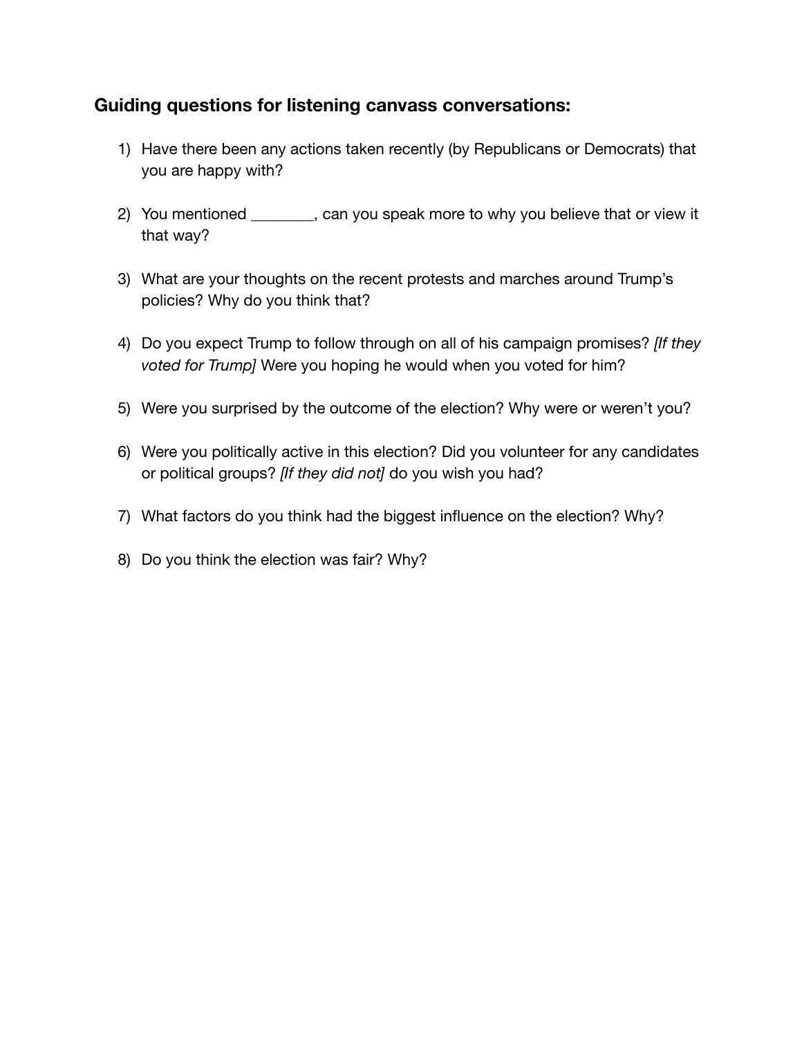### Guiding questions for listening canvass conversations:

1) Have there been any actions taken recently (by Republicans or Democrats) that you are happy with?

2) You mentioned ________, can you speak more to why you believe that or view it that way?

3) What are your thoughts on the recent protests and marches around Trump's policies? Why do you think that?

4) Do you expect Trump to follow through on all of his campaign promises? *[If they voted for Trump]* Were you hoping he would when you voted for him?

5) Were you surprised by the outcome of the election? Why were or weren't you?

6) Were you politically active in this election? Did you volunteer for any candidates or political groups? *[If they did not]* do you wish you had?

7) What factors do you think had the biggest influence on the election? Why?

8) Do you think the election was fair? Why?